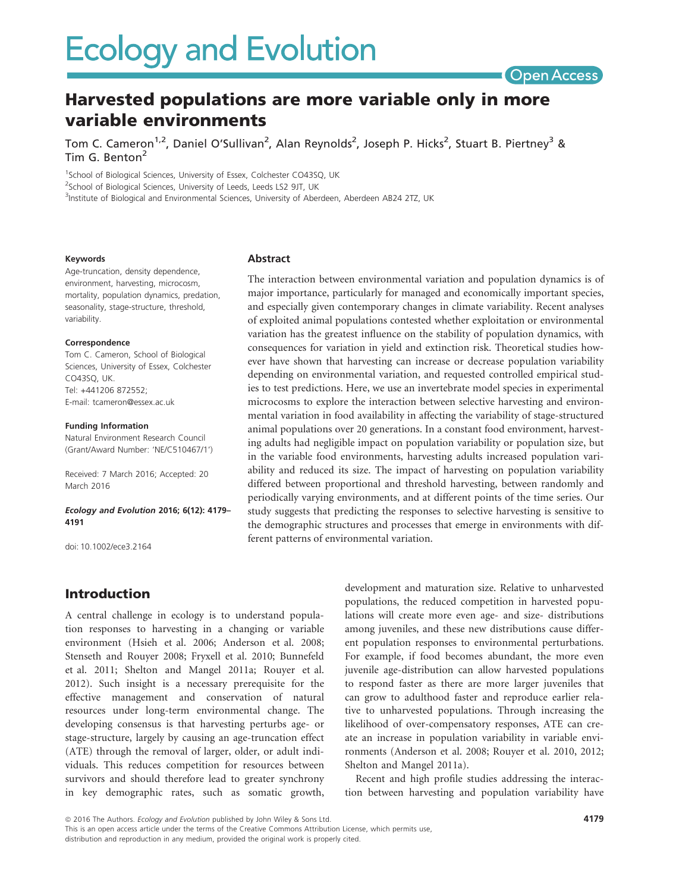# Harvested populations are more variable only in more variable environments

Tom C. Cameron[1,2], Daniel O'Sullivan[2], Alan Reynolds[2], Joseph P. Hicks[2], Stuart B. Piertney[3] & Tim G. Benton[2]

[1]School of Biological Sciences, University of Essex, Colchester CO43SQ, UK

[2]School of Biological Sciences, University of Leeds, Leeds LS2 9JT, UK

[3]Institute of Biological and Environmental Sciences, University of Aberdeen, Aberdeen AB24 2TZ, UK

#### Keywords

Age-truncation, density dependence, environment, harvesting, microcosm, mortality, population dynamics, predation, seasonality, stage-structure, threshold, variability.

#### Correspondence

Tom C. Cameron, School of Biological Sciences, University of Essex, Colchester CO43SQ, UK.
Tel: +441206 872552;
E-mail: tcameron@essex.ac.uk

#### Funding Information

Natural Environment Research Council (Grant/Award Number: 'NE/C510467/1')

Received: 7 March 2016; Accepted: 20 March 2016

***Ecology and Evolution* 2016; 6(12): 4179–4191**

doi: 10.1002/ece3.2164

#### Abstract

The interaction between environmental variation and population dynamics is of major importance, particularly for managed and economically important species, and especially given contemporary changes in climate variability. Recent analyses of exploited animal populations contested whether exploitation or environmental variation has the greatest influence on the stability of population dynamics, with consequences for variation in yield and extinction risk. Theoretical studies however have shown that harvesting can increase or decrease population variability depending on environmental variation, and requested controlled empirical studies to test predictions. Here, we use an invertebrate model species in experimental microcosms to explore the interaction between selective harvesting and environmental variation in food availability in affecting the variability of stage-structured animal populations over 20 generations. In a constant food environment, harvesting adults had negligible impact on population variability or population size, but in the variable food environments, harvesting adults increased population variability and reduced its size. The impact of harvesting on population variability differed between proportional and threshold harvesting, between randomly and periodically varying environments, and at different points of the time series. Our study suggests that predicting the responses to selective harvesting is sensitive to the demographic structures and processes that emerge in environments with different patterns of environmental variation.

## Introduction

A central challenge in ecology is to understand population responses to harvesting in a changing or variable environment (Hsieh et al. 2006; Anderson et al. 2008; Stenseth and Rouyer 2008; Fryxell et al. 2010; Bunnefeld et al. 2011; Shelton and Mangel 2011a; Rouyer et al. 2012). Such insight is a necessary prerequisite for the effective management and conservation of natural resources under long-term environmental change. The developing consensus is that harvesting perturbs age- or stage-structure, largely by causing an age-truncation effect (ATE) through the removal of larger, older, or adult individuals. This reduces competition for resources between survivors and should therefore lead to greater synchrony in key demographic rates, such as somatic growth, development and maturation size. Relative to unharvested populations, the reduced competition in harvested populations will create more even age- and size- distributions among juveniles, and these new distributions cause different population responses to environmental perturbations. For example, if food becomes abundant, the more even juvenile age-distribution can allow harvested populations to respond faster as there are more larger juveniles that can grow to adulthood faster and reproduce earlier relative to unharvested populations. Through increasing the likelihood of over-compensatory responses, ATE can create an increase in population variability in variable environments (Anderson et al. 2008; Rouyer et al. 2010, 2012; Shelton and Mangel 2011a).

Recent and high profile studies addressing the interaction between harvesting and population variability have

© 2016 The Authors. *Ecology and Evolution* published by John Wiley & Sons Ltd.
This is an open access article under the terms of the Creative Commons Attribution License, which permits use, distribution and reproduction in any medium, provided the original work is properly cited.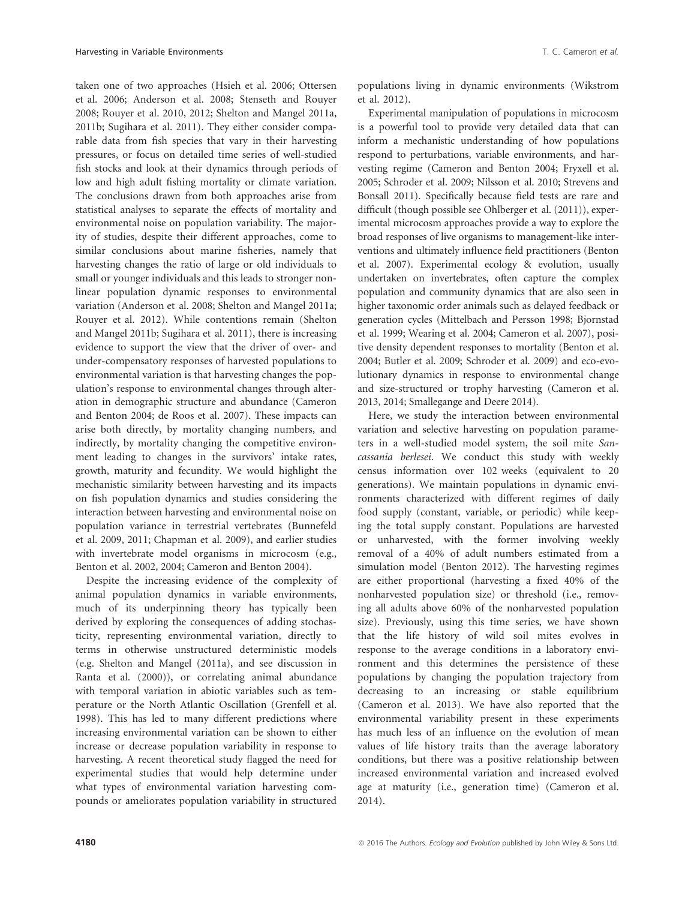taken one of two approaches (Hsieh et al. 2006; Ottersen et al. 2006; Anderson et al. 2008; Stenseth and Rouyer 2008; Rouyer et al. 2010, 2012; Shelton and Mangel 2011a, 2011b; Sugihara et al. 2011). They either consider comparable data from fish species that vary in their harvesting pressures, or focus on detailed time series of well-studied fish stocks and look at their dynamics through periods of low and high adult fishing mortality or climate variation. The conclusions drawn from both approaches arise from statistical analyses to separate the effects of mortality and environmental noise on population variability. The majority of studies, despite their different approaches, come to similar conclusions about marine fisheries, namely that harvesting changes the ratio of large or old individuals to small or younger individuals and this leads to stronger nonlinear population dynamic responses to environmental variation (Anderson et al. 2008; Shelton and Mangel 2011a; Rouyer et al. 2012). While contentions remain (Shelton and Mangel 2011b; Sugihara et al. 2011), there is increasing evidence to support the view that the driver of over- and under-compensatory responses of harvested populations to environmental variation is that harvesting changes the population's response to environmental changes through alteration in demographic structure and abundance (Cameron and Benton 2004; de Roos et al. 2007). These impacts can arise both directly, by mortality changing numbers, and indirectly, by mortality changing the competitive environment leading to changes in the survivors' intake rates, growth, maturity and fecundity. We would highlight the mechanistic similarity between harvesting and its impacts on fish population dynamics and studies considering the interaction between harvesting and environmental noise on population variance in terrestrial vertebrates (Bunnefeld et al. 2009, 2011; Chapman et al. 2009), and earlier studies with invertebrate model organisms in microcosm (e.g., Benton et al. 2002, 2004; Cameron and Benton 2004).

Despite the increasing evidence of the complexity of animal population dynamics in variable environments, much of its underpinning theory has typically been derived by exploring the consequences of adding stochasticity, representing environmental variation, directly to terms in otherwise unstructured deterministic models (e.g. Shelton and Mangel (2011a), and see discussion in Ranta et al. (2000)), or correlating animal abundance with temporal variation in abiotic variables such as temperature or the North Atlantic Oscillation (Grenfell et al. 1998). This has led to many different predictions where increasing environmental variation can be shown to either increase or decrease population variability in response to harvesting. A recent theoretical study flagged the need for experimental studies that would help determine under what types of environmental variation harvesting compounds or ameliorates population variability in structured populations living in dynamic environments (Wikstrom et al. 2012).

Experimental manipulation of populations in microcosm is a powerful tool to provide very detailed data that can inform a mechanistic understanding of how populations respond to perturbations, variable environments, and harvesting regime (Cameron and Benton 2004; Fryxell et al. 2005; Schroder et al. 2009; Nilsson et al. 2010; Strevens and Bonsall 2011). Specifically because field tests are rare and difficult (though possible see Ohlberger et al. (2011)), experimental microcosm approaches provide a way to explore the broad responses of live organisms to management-like interventions and ultimately influence field practitioners (Benton et al. 2007). Experimental ecology & evolution, usually undertaken on invertebrates, often capture the complex population and community dynamics that are also seen in higher taxonomic order animals such as delayed feedback or generation cycles (Mittelbach and Persson 1998; Bjornstad et al. 1999; Wearing et al. 2004; Cameron et al. 2007), positive density dependent responses to mortality (Benton et al. 2004; Butler et al. 2009; Schroder et al. 2009) and eco-evolutionary dynamics in response to environmental change and size-structured or trophy harvesting (Cameron et al. 2013, 2014; Smallegange and Deere 2014).

Here, we study the interaction between environmental variation and selective harvesting on population parameters in a well-studied model system, the soil mite *Sancassania berlesei*. We conduct this study with weekly census information over 102 weeks (equivalent to 20 generations). We maintain populations in dynamic environments characterized with different regimes of daily food supply (constant, variable, or periodic) while keeping the total supply constant. Populations are harvested or unharvested, with the former involving weekly removal of a 40% of adult numbers estimated from a simulation model (Benton 2012). The harvesting regimes are either proportional (harvesting a fixed 40% of the nonharvested population size) or threshold (i.e., removing all adults above 60% of the nonharvested population size). Previously, using this time series, we have shown that the life history of wild soil mites evolves in response to the average conditions in a laboratory environment and this determines the persistence of these populations by changing the population trajectory from decreasing to an increasing or stable equilibrium (Cameron et al. 2013). We have also reported that the environmental variability present in these experiments has much less of an influence on the evolution of mean values of life history traits than the average laboratory conditions, but there was a positive relationship between increased environmental variation and increased evolved age at maturity (i.e., generation time) (Cameron et al. 2014).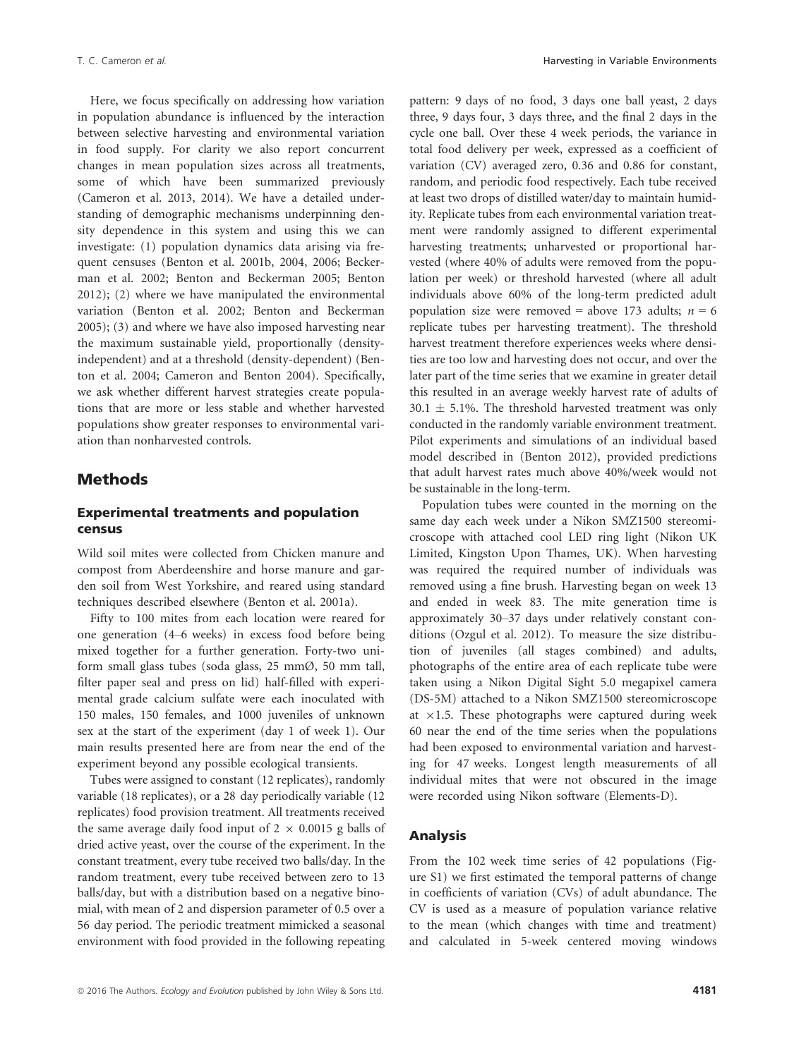Here, we focus specifically on addressing how variation in population abundance is influenced by the interaction between selective harvesting and environmental variation in food supply. For clarity we also report concurrent changes in mean population sizes across all treatments, some of which have been summarized previously (Cameron et al. 2013, 2014). We have a detailed understanding of demographic mechanisms underpinning density dependence in this system and using this we can investigate: (1) population dynamics data arising via frequent censuses (Benton et al. 2001b, 2004, 2006; Beckerman et al. 2002; Benton and Beckerman 2005; Benton 2012); (2) where we have manipulated the environmental variation (Benton et al. 2002; Benton and Beckerman 2005); (3) and where we have also imposed harvesting near the maximum sustainable yield, proportionally (density-independent) and at a threshold (density-dependent) (Benton et al. 2004; Cameron and Benton 2004). Specifically, we ask whether different harvest strategies create populations that are more or less stable and whether harvested populations show greater responses to environmental variation than nonharvested controls.

## Methods

### Experimental treatments and population census

Wild soil mites were collected from Chicken manure and compost from Aberdeenshire and horse manure and garden soil from West Yorkshire, and reared using standard techniques described elsewhere (Benton et al. 2001a).

Fifty to 100 mites from each location were reared for one generation (4–6 weeks) in excess food before being mixed together for a further generation. Forty-two uniform small glass tubes (soda glass, 25 mmØ, 50 mm tall, filter paper seal and press on lid) half-filled with experimental grade calcium sulfate were each inoculated with 150 males, 150 females, and 1000 juveniles of unknown sex at the start of the experiment (day 1 of week 1). Our main results presented here are from near the end of the experiment beyond any possible ecological transients.

Tubes were assigned to constant (12 replicates), randomly variable (18 replicates), or a 28 day periodically variable (12 replicates) food provision treatment. All treatments received the same average daily food input of $2 \times 0.0015$ g balls of dried active yeast, over the course of the experiment. In the constant treatment, every tube received two balls/day. In the random treatment, every tube received between zero to 13 balls/day, but with a distribution based on a negative binomial, with mean of 2 and dispersion parameter of 0.5 over a 56 day period. The periodic treatment mimicked a seasonal environment with food provided in the following repeating pattern: 9 days of no food, 3 days one ball yeast, 2 days three, 9 days four, 3 days three, and the final 2 days in the cycle one ball. Over these 4 week periods, the variance in total food delivery per week, expressed as a coefficient of variation (CV) averaged zero, 0.36 and 0.86 for constant, random, and periodic food respectively. Each tube received at least two drops of distilled water/day to maintain humidity. Replicate tubes from each environmental variation treatment were randomly assigned to different experimental harvesting treatments; unharvested or proportional harvested (where 40% of adults were removed from the population per week) or threshold harvested (where all adult individuals above 60% of the long-term predicted adult population size were removed = above 173 adults; $n = 6$ replicate tubes per harvesting treatment). The threshold harvest treatment therefore experiences weeks where densities are too low and harvesting does not occur, and over the later part of the time series that we examine in greater detail this resulted in an average weekly harvest rate of adults of $30.1 \pm 5.1\%$. The threshold harvested treatment was only conducted in the randomly variable environment treatment. Pilot experiments and simulations of an individual based model described in (Benton 2012), provided predictions that adult harvest rates much above 40%/week would not be sustainable in the long-term.

Population tubes were counted in the morning on the same day each week under a Nikon SMZ1500 stereomicroscope with attached cool LED ring light (Nikon UK Limited, Kingston Upon Thames, UK). When harvesting was required the required number of individuals was removed using a fine brush. Harvesting began on week 13 and ended in week 83. The mite generation time is approximately 30–37 days under relatively constant conditions (Ozgul et al. 2012). To measure the size distribution of juveniles (all stages combined) and adults, photographs of the entire area of each replicate tube were taken using a Nikon Digital Sight 5.0 megapixel camera (DS-5M) attached to a Nikon SMZ1500 stereomicroscope at $\times 1.5$. These photographs were captured during week 60 near the end of the time series when the populations had been exposed to environmental variation and harvesting for 47 weeks. Longest length measurements of all individual mites that were not obscured in the image were recorded using Nikon software (Elements-D).

### Analysis

From the 102 week time series of 42 populations (Figure S1) we first estimated the temporal patterns of change in coefficients of variation (CVs) of adult abundance. The CV is used as a measure of population variance relative to the mean (which changes with time and treatment) and calculated in 5-week centered moving windows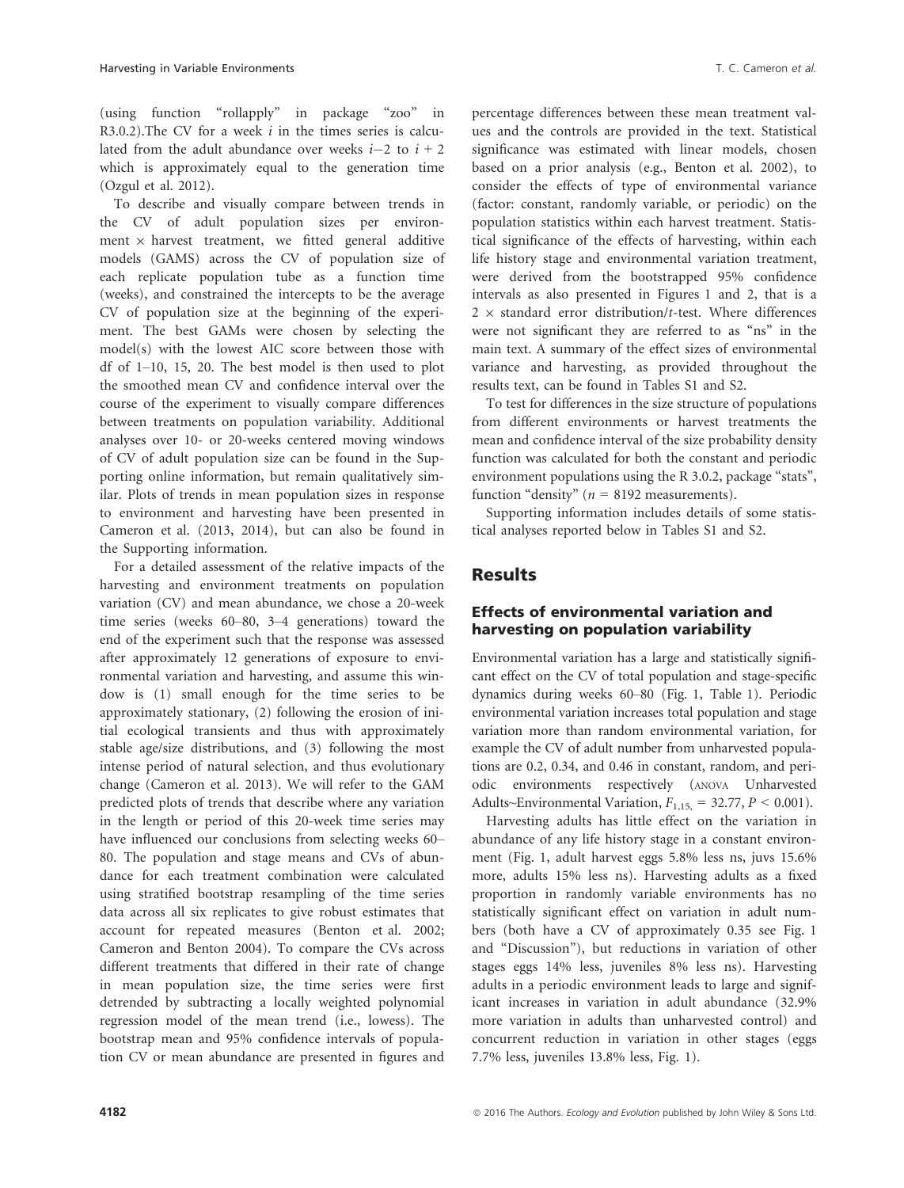(using function "rollapply" in package "zoo" in R3.0.2).The CV for a week $i$ in the times series is calculated from the adult abundance over weeks $i-2$ to $i+2$ which is approximately equal to the generation time (Ozgul et al. 2012).

To describe and visually compare between trends in the CV of adult population sizes per environment × harvest treatment, we fitted general additive models (GAMS) across the CV of population size of each replicate population tube as a function time (weeks), and constrained the intercepts to be the average CV of population size at the beginning of the experiment. The best GAMs were chosen by selecting the model(s) with the lowest AIC score between those with df of 1–10, 15, 20. The best model is then used to plot the smoothed mean CV and confidence interval over the course of the experiment to visually compare differences between treatments on population variability. Additional analyses over 10- or 20-weeks centered moving windows of CV of adult population size can be found in the Supporting online information, but remain qualitatively similar. Plots of trends in mean population sizes in response to environment and harvesting have been presented in Cameron et al. (2013, 2014), but can also be found in the Supporting information.

For a detailed assessment of the relative impacts of the harvesting and environment treatments on population variation (CV) and mean abundance, we chose a 20-week time series (weeks 60–80, 3–4 generations) toward the end of the experiment such that the response was assessed after approximately 12 generations of exposure to environmental variation and harvesting, and assume this window is (1) small enough for the time series to be approximately stationary, (2) following the erosion of initial ecological transients and thus with approximately stable age/size distributions, and (3) following the most intense period of natural selection, and thus evolutionary change (Cameron et al. 2013). We will refer to the GAM predicted plots of trends that describe where any variation in the length or period of this 20-week time series may have influenced our conclusions from selecting weeks 60–80. The population and stage means and CVs of abundance for each treatment combination were calculated using stratified bootstrap resampling of the time series data across all six replicates to give robust estimates that account for repeated measures (Benton et al. 2002; Cameron and Benton 2004). To compare the CVs across different treatments that differed in their rate of change in mean population size, the time series were first detrended by subtracting a locally weighted polynomial regression model of the mean trend (i.e., lowess). The bootstrap mean and 95% confidence intervals of population CV or mean abundance are presented in figures and percentage differences between these mean treatment values and the controls are provided in the text. Statistical significance was estimated with linear models, chosen based on a prior analysis (e.g., Benton et al. 2002), to consider the effects of type of environmental variance (factor: constant, randomly variable, or periodic) on the population statistics within each harvest treatment. Statistical significance of the effects of harvesting, within each life history stage and environmental variation treatment, were derived from the bootstrapped 95% confidence intervals as also presented in Figures 1 and 2, that is a 2 × standard error distribution/$t$-test. Where differences were not significant they are referred to as "ns" in the main text. A summary of the effect sizes of environmental variance and harvesting, as provided throughout the results text, can be found in Tables S1 and S2.

To test for differences in the size structure of populations from different environments or harvest treatments the mean and confidence interval of the size probability density function was calculated for both the constant and periodic environment populations using the R 3.0.2, package "stats", function "density" ($n = 8192$ measurements).

Supporting information includes details of some statistical analyses reported below in Tables S1 and S2.

## Results

### Effects of environmental variation and harvesting on population variability

Environmental variation has a large and statistically significant effect on the CV of total population and stage-specific dynamics during weeks 60–80 (Fig. 1, Table 1). Periodic environmental variation increases total population and stage variation more than random environmental variation, for example the CV of adult number from unharvested populations are 0.2, 0.34, and 0.46 in constant, random, and periodic environments respectively (ANOVA Unharvested Adults~Environmental Variation, $F_{1,15} = 32.77$, $P < 0.001$).

Harvesting adults has little effect on the variation in abundance of any life history stage in a constant environment (Fig. 1, adult harvest eggs 5.8% less ns, juvs 15.6% more, adults 15% less ns). Harvesting adults as a fixed proportion in randomly variable environments has no statistically significant effect on variation in adult numbers (both have a CV of approximately 0.35 see Fig. 1 and "Discussion"), but reductions in variation of other stages eggs 14% less, juveniles 8% less ns). Harvesting adults in a periodic environment leads to large and significant increases in variation in adult abundance (32.9% more variation in adults than unharvested control) and concurrent reduction in variation in other stages (eggs 7.7% less, juveniles 13.8% less, Fig. 1).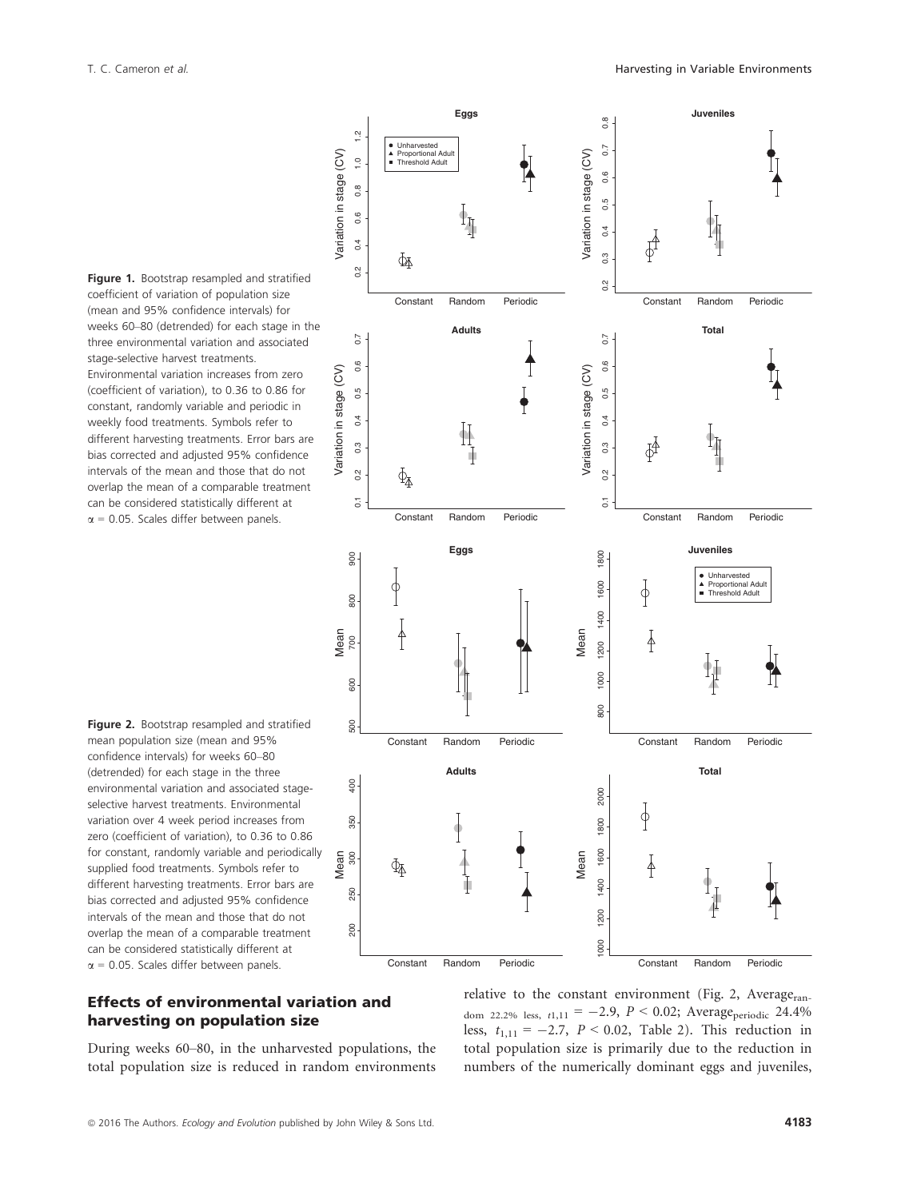**Figure 1.** Bootstrap resampled and stratified coefficient of variation of population size (mean and 95% confidence intervals) for weeks 60–80 (detrended) for each stage in the three environmental variation and associated stage-selective harvest treatments. Environmental variation increases from zero (coefficient of variation), to 0.36 to 0.86 for constant, randomly variable and periodic in weekly food treatments. Symbols refer to different harvesting treatments. Error bars are bias corrected and adjusted 95% confidence intervals of the mean and those that do not overlap the mean of a comparable treatment can be considered statistically different at $\alpha = 0.05$. Scales differ between panels.

**Figure 2.** Bootstrap resampled and stratified mean population size (mean and 95% confidence intervals) for weeks 60–80 (detrended) for each stage in the three environmental variation and associated stage-selective harvest treatments. Environmental variation over 4 week period increases from zero (coefficient of variation), to 0.36 to 0.86 for constant, randomly variable and periodically supplied food treatments. Symbols refer to different harvesting treatments. Error bars are bias corrected and adjusted 95% confidence intervals of the mean and those that do not overlap the mean of a comparable treatment can be considered statistically different at $\alpha = 0.05$. Scales differ between panels.

## Effects of environmental variation and harvesting on population size

During weeks 60–80, in the unharvested populations, the total population size is reduced in random environments relative to the constant environment (Fig. 2, $\text{Average}_{\text{random 22.2\% less}}$, $t_{1,11} = -2.9$, $P < 0.02$; $\text{Average}_{\text{periodic}}$ 24.4% less, $t_{1,11} = -2.7$, $P < 0.02$, Table 2). This reduction in total population size is primarily due to the reduction in numbers of the numerically dominant eggs and juveniles,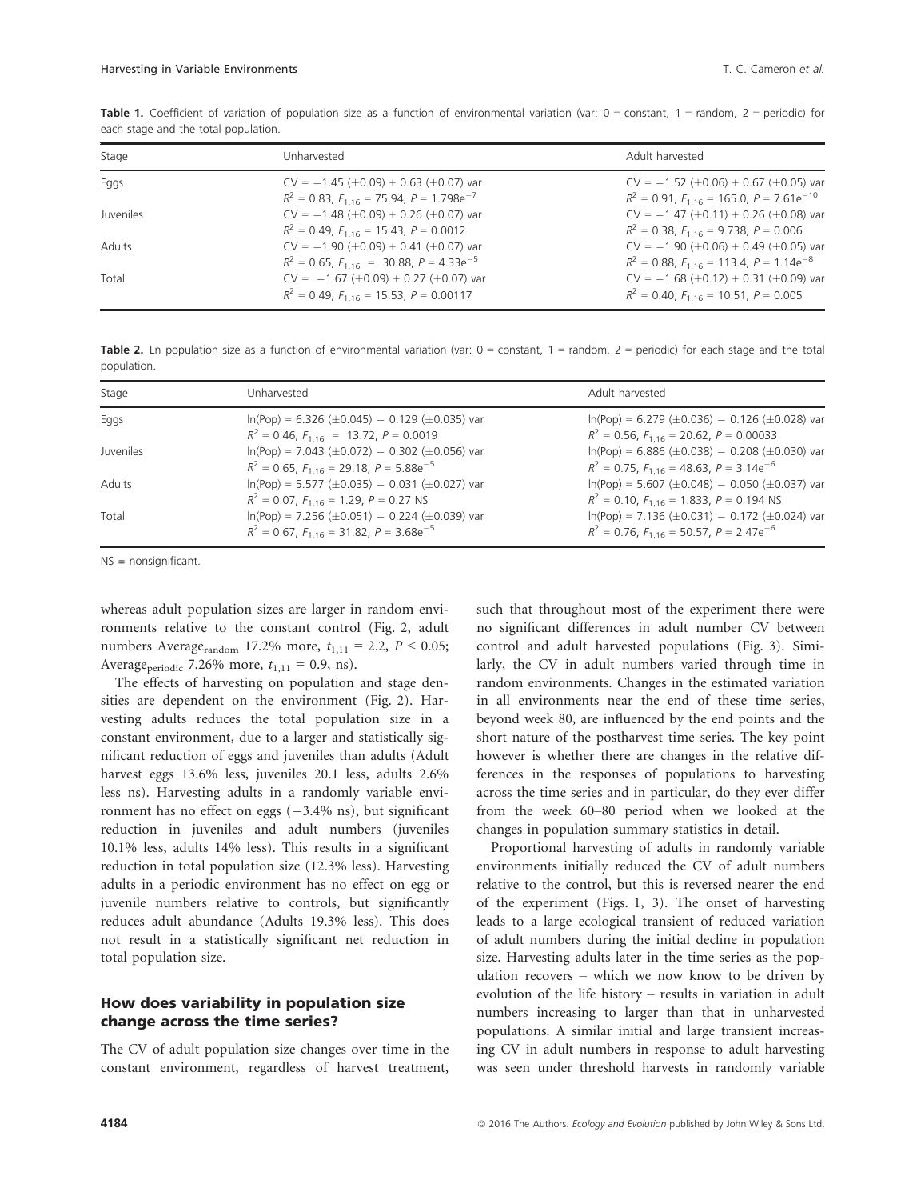**Table 1.** Coefficient of variation of population size as a function of environmental variation (var: 0 = constant, 1 = random, 2 = periodic) for each stage and the total population.

| Stage | Unharvested | Adult harvested |
|---|---|---|
| Eggs | CV = −1.45 (±0.09) + 0.63 (±0.07) var<br>$R^2$ = 0.83, $F_{1,16}$ = 75.94, $P$ = 1.798e$^{-7}$ | CV = −1.52 (±0.06) + 0.67 (±0.05) var<br>$R^2$ = 0.91, $F_{1,16}$ = 165.0, $P$ = 7.61e$^{-10}$ |
| Juveniles | CV = −1.48 (±0.09) + 0.26 (±0.07) var<br>$R^2$ = 0.49, $F_{1,16}$ = 15.43, $P$ = 0.0012 | CV = −1.47 (±0.11) + 0.26 (±0.08) var<br>$R^2$ = 0.38, $F_{1,16}$ = 9.738, $P$ = 0.006 |
| Adults | CV = −1.90 (±0.09) + 0.41 (±0.07) var<br>$R^2$ = 0.65, $F_{1,16}$ = 30.88, $P$ = 4.33e$^{-5}$ | CV = −1.90 (±0.06) + 0.49 (±0.05) var<br>$R^2$ = 0.88, $F_{1,16}$ = 113.4, $P$ = 1.14e$^{-8}$ |
| Total | CV = −1.67 (±0.09) + 0.27 (±0.07) var<br>$R^2$ = 0.49, $F_{1,16}$ = 15.53, $P$ = 0.00117 | CV = −1.68 (±0.12) + 0.31 (±0.09) var<br>$R^2$ = 0.40, $F_{1,16}$ = 10.51, $P$ = 0.005 |

**Table 2.** Ln population size as a function of environmental variation (var: 0 = constant, 1 = random, 2 = periodic) for each stage and the total population.

| Stage | Unharvested | Adult harvested |
|---|---|---|
| Eggs | ln(Pop) = 6.326 (±0.045) − 0.129 (±0.035) var<br>$R^2$ = 0.46, $F_{1,16}$ = 13.72, $P$ = 0.0019 | ln(Pop) = 6.279 (±0.036) − 0.126 (±0.028) var<br>$R^2$ = 0.56, $F_{1,16}$ = 20.62, $P$ = 0.00033 |
| Juveniles | ln(Pop) = 7.043 (±0.072) − 0.302 (±0.056) var<br>$R^2$ = 0.65, $F_{1,16}$ = 29.18, $P$ = 5.88e$^{-5}$ | ln(Pop) = 6.886 (±0.038) − 0.208 (±0.030) var<br>$R^2$ = 0.75, $F_{1,16}$ = 48.63, $P$ = 3.14e$^{-6}$ |
| Adults | ln(Pop) = 5.577 (±0.035) − 0.031 (±0.027) var<br>$R^2$ = 0.07, $F_{1,16}$ = 1.29, $P$ = 0.27 NS | ln(Pop) = 5.607 (±0.048) − 0.050 (±0.037) var<br>$R^2$ = 0.10, $F_{1,16}$ = 1.833, $P$ = 0.194 NS |
| Total | ln(Pop) = 7.256 (±0.051) − 0.224 (±0.039) var<br>$R^2$ = 0.67, $F_{1,16}$ = 31.82, $P$ = 3.68e$^{-5}$ | ln(Pop) = 7.136 (±0.031) − 0.172 (±0.024) var<br>$R^2$ = 0.76, $F_{1,16}$ = 50.57, $P$ = 2.47e$^{-6}$ |

NS = nonsignificant.

whereas adult population sizes are larger in random environments relative to the constant control (Fig. 2, adult numbers Average$_{random}$ 17.2% more, $t_{1,11}$ = 2.2, $P < 0.05$; Average$_{periodic}$ 7.26% more, $t_{1,11}$ = 0.9, ns).

The effects of harvesting on population and stage densities are dependent on the environment (Fig. 2). Harvesting adults reduces the total population size in a constant environment, due to a larger and statistically significant reduction of eggs and juveniles than adults (Adult harvest eggs 13.6% less, juveniles 20.1 less, adults 2.6% less ns). Harvesting adults in a randomly variable environment has no effect on eggs (−3.4% ns), but significant reduction in juveniles and adult numbers (juveniles 10.1% less, adults 14% less). This results in a significant reduction in total population size (12.3% less). Harvesting adults in a periodic environment has no effect on egg or juvenile numbers relative to controls, but significantly reduces adult abundance (Adults 19.3% less). This does not result in a statistically significant net reduction in total population size.

## How does variability in population size change across the time series?

The CV of adult population size changes over time in the constant environment, regardless of harvest treatment, such that throughout most of the experiment there were no significant differences in adult number CV between control and adult harvested populations (Fig. 3). Similarly, the CV in adult numbers varied through time in random environments. Changes in the estimated variation in all environments near the end of these time series, beyond week 80, are influenced by the end points and the short nature of the postharvest time series. The key point however is whether there are changes in the relative differences in the responses of populations to harvesting across the time series and in particular, do they ever differ from the week 60–80 period when we looked at the changes in population summary statistics in detail.

Proportional harvesting of adults in randomly variable environments initially reduced the CV of adult numbers relative to the control, but this is reversed nearer the end of the experiment (Figs. 1, 3). The onset of harvesting leads to a large ecological transient of reduced variation of adult numbers during the initial decline in population size. Harvesting adults later in the time series as the population recovers – which we now know to be driven by evolution of the life history – results in variation in adult numbers increasing to larger than that in unharvested populations. A similar initial and large transient increasing CV in adult numbers in response to adult harvesting was seen under threshold harvests in randomly variable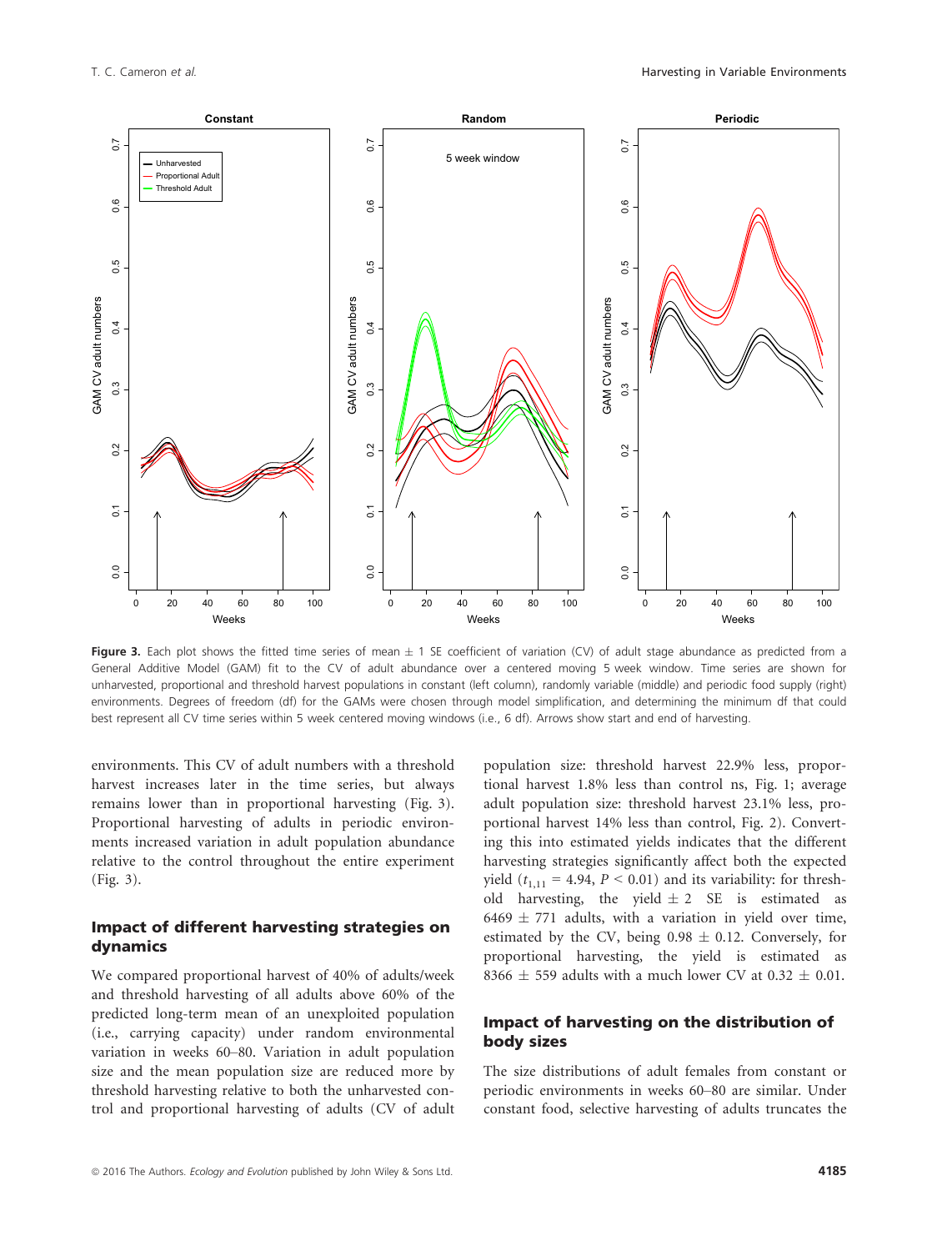**Figure 3.** Each plot shows the fitted time series of mean ± 1 SE coefficient of variation (CV) of adult stage abundance as predicted from a General Additive Model (GAM) fit to the CV of adult abundance over a centered moving 5 week window. Time series are shown for unharvested, proportional and threshold harvest populations in constant (left column), randomly variable (middle) and periodic food supply (right) environments. Degrees of freedom (df) for the GAMs were chosen through model simplification, and determining the minimum df that could best represent all CV time series within 5 week centered moving windows (i.e., 6 df). Arrows show start and end of harvesting.

environments. This CV of adult numbers with a threshold harvest increases later in the time series, but always remains lower than in proportional harvesting (Fig. 3). Proportional harvesting of adults in periodic environments increased variation in adult population abundance relative to the control throughout the entire experiment (Fig. 3).

## Impact of different harvesting strategies on dynamics

We compared proportional harvest of 40% of adults/week and threshold harvesting of all adults above 60% of the predicted long-term mean of an unexploited population (i.e., carrying capacity) under random environmental variation in weeks 60–80. Variation in adult population size and the mean population size are reduced more by threshold harvesting relative to both the unharvested control and proportional harvesting of adults (CV of adult population size: threshold harvest 22.9% less, proportional harvest 1.8% less than control ns, Fig. 1; average adult population size: threshold harvest 23.1% less, proportional harvest 14% less than control, Fig. 2). Converting this into estimated yields indicates that the different harvesting strategies significantly affect both the expected yield ($t_{1,11} = 4.94$, $P < 0.01$) and its variability: for threshold harvesting, the yield ± 2 SE is estimated as 6469 ± 771 adults, with a variation in yield over time, estimated by the CV, being 0.98 ± 0.12. Conversely, for proportional harvesting, the yield is estimated as 8366 ± 559 adults with a much lower CV at 0.32 ± 0.01.

## Impact of harvesting on the distribution of body sizes

The size distributions of adult females from constant or periodic environments in weeks 60–80 are similar. Under constant food, selective harvesting of adults truncates the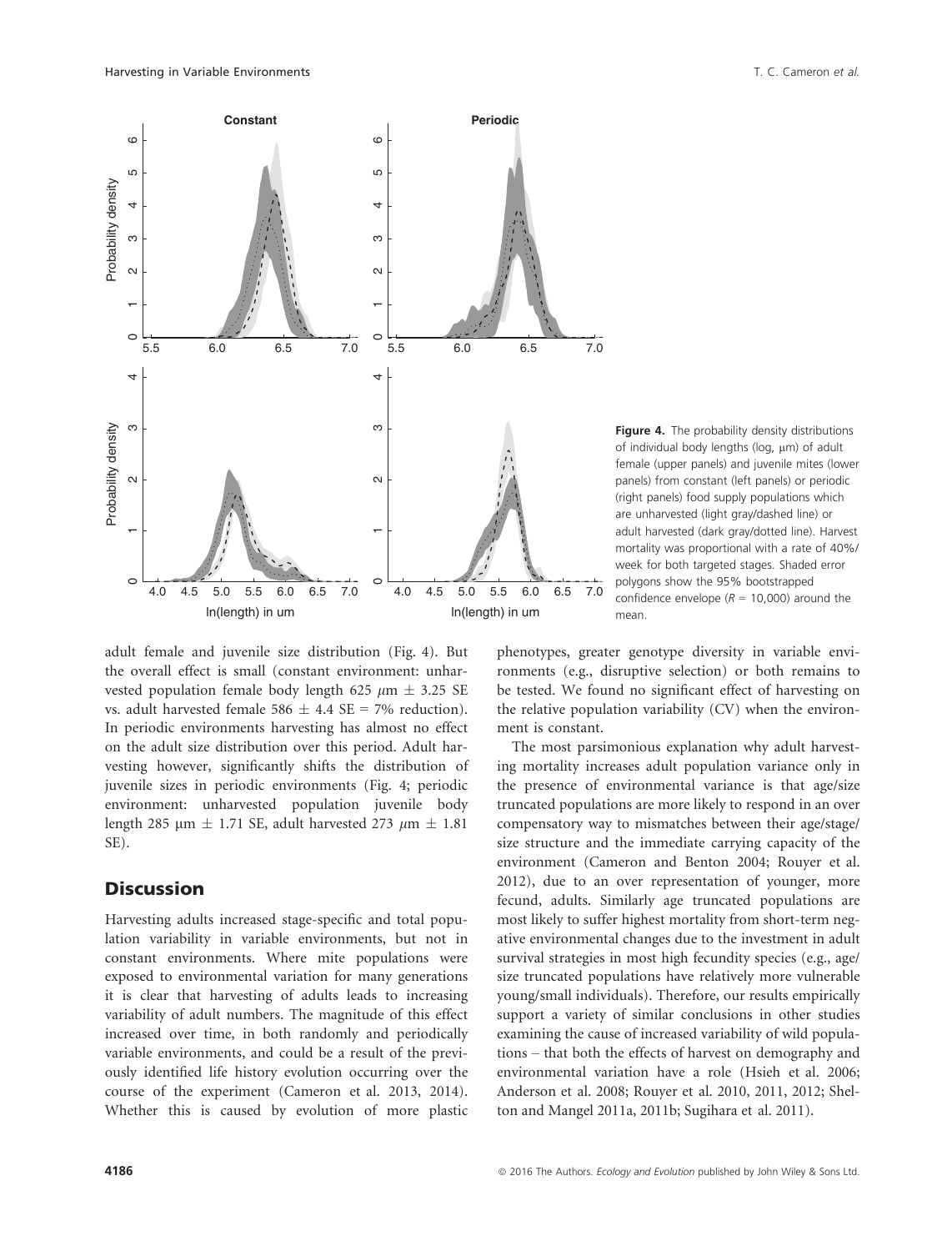**Figure 4.** The probability density distributions of individual body lengths (log, μm) of adult female (upper panels) and juvenile mites (lower panels) from constant (left panels) or periodic (right panels) food supply populations which are unharvested (light gray/dashed line) or adult harvested (dark gray/dotted line). Harvest mortality was proportional with a rate of 40%/week for both targeted stages. Shaded error polygons show the 95% bootstrapped confidence envelope ($R$ = 10,000) around the mean.

adult female and juvenile size distribution (Fig. 4). But the overall effect is small (constant environment: unharvested population female body length 625 $\mu$m ± 3.25 SE vs. adult harvested female 586 ± 4.4 SE = 7% reduction). In periodic environments harvesting has almost no effect on the adult size distribution over this period. Adult harvesting however, significantly shifts the distribution of juvenile sizes in periodic environments (Fig. 4; periodic environment: unharvested population juvenile body length 285 μm ± 1.71 SE, adult harvested 273 $\mu$m ± 1.81 SE).

## Discussion

Harvesting increased stage-specific and total population variability in variable environments, but not in constant environments. Where mite populations were exposed to environmental variation for many generations it is clear that harvesting of adults leads to increasing variability of adult numbers. The magnitude of this effect increased over time, in both randomly and periodically variable environments, and could be a result of the previously identified life history evolution occurring over the course of the experiment (Cameron et al. 2013, 2014). Whether this is caused by evolution of more plastic phenotypes, greater genotype diversity in variable environments (e.g., disruptive selection) or both remains to be tested. We found no significant effect of harvesting on the relative population variability (CV) when the environment is constant.

The most parsimonious explanation why adult harvesting mortality increases adult population variance only in the presence of environmental variance is that age/size truncated populations are more likely to respond in an over compensatory way to mismatches between their age/stage/size structure and the immediate carrying capacity of the environment (Cameron and Benton 2004; Rouyer et al. 2012), due to an over representation of younger, more fecund, adults. Similarly age truncated populations are most likely to suffer highest mortality from short-term negative environmental changes due to the investment in adult survival strategies in most high fecundity species (e.g., age/size truncated populations have relatively more vulnerable young/small individuals). Therefore, our results empirically support a variety of similar conclusions in other studies examining the cause of increased variability of wild populations – that both the effects of harvest on demography and environmental variation have a role (Hsieh et al. 2006; Anderson et al. 2008; Rouyer et al. 2010, 2011, 2012; Shelton and Mangel 2011a, 2011b; Sugihara et al. 2011).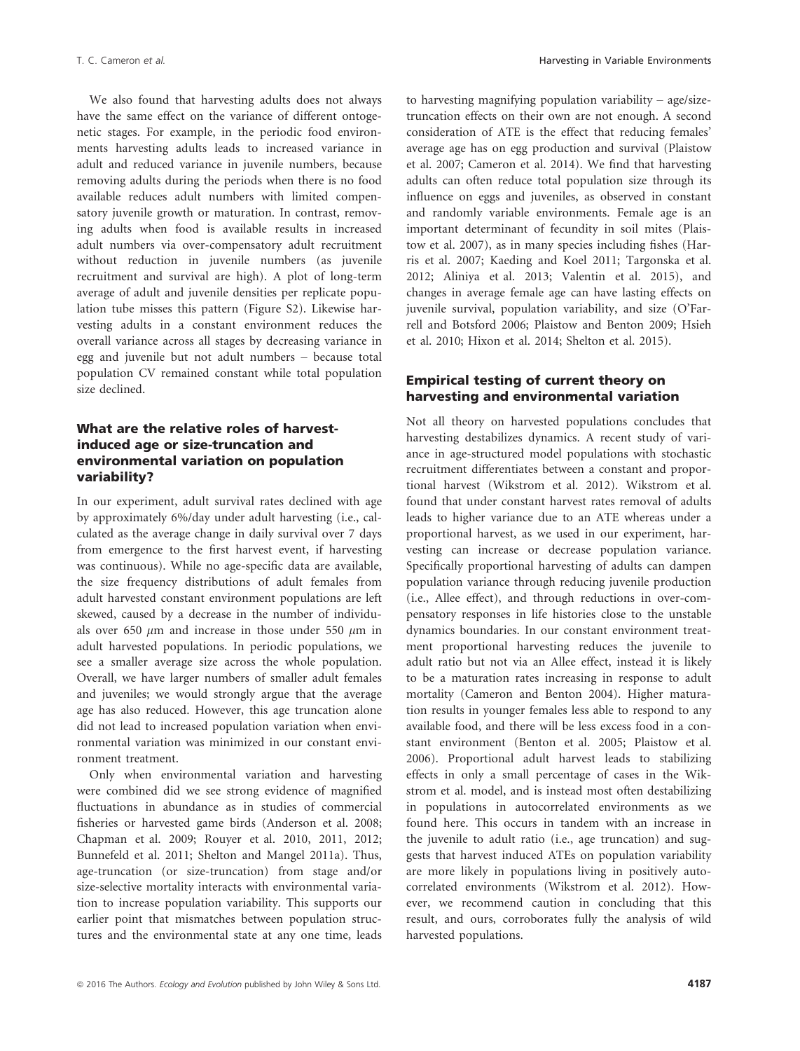We also found that harvesting adults does not always have the same effect on the variance of different ontogenetic stages. For example, in the periodic food environments harvesting adults leads to increased variance in adult and reduced variance in juvenile numbers, because removing adults during the periods when there is no food available reduces adult numbers with limited compensatory juvenile growth or maturation. In contrast, removing adults when food is available results in increased adult numbers via over-compensatory adult recruitment without reduction in juvenile numbers (as juvenile recruitment and survival are high). A plot of long-term average of adult and juvenile densities per replicate population tube misses this pattern (Figure S2). Likewise harvesting adults in a constant environment reduces the overall variance across all stages by decreasing variance in egg and juvenile but not adult numbers – because total population CV remained constant while total population size declined.

### What are the relative roles of harvest-induced age or size-truncation and environmental variation on population variability?

In our experiment, adult survival rates declined with age by approximately 6%/day under adult harvesting (i.e., calculated as the average change in daily survival over 7 days from emergence to the first harvest event, if harvesting was continuous). While no age-specific data are available, the size frequency distributions of adult females from adult harvested constant environment populations are left skewed, caused by a decrease in the number of individuals over 650 $\mu$m and increase in those under 550 $\mu$m in adult harvested populations. In periodic populations, we see a smaller average size across the whole population. Overall, we have larger numbers of smaller adult females and juveniles; we would strongly argue that the average age has also reduced. However, this age truncation alone did not lead to increased population variation when environmental variation was minimized in our constant environment treatment.

Only when environmental variation and harvesting were combined did we see strong evidence of magnified fluctuations in abundance as in studies of commercial fisheries or harvested game birds (Anderson et al. 2008; Chapman et al. 2009; Rouyer et al. 2010, 2011, 2012; Bunnefeld et al. 2011; Shelton and Mangel 2011a). Thus, age-truncation (or size-truncation) from stage and/or size-selective mortality interacts with environmental variation to increase population variability. This supports our earlier point that mismatches between population structures and the environmental state at any one time, leads to harvesting magnifying population variability – age/size-truncation effects on their own are not enough. A second consideration of ATE is the effect that reducing females' average age has on egg production and survival (Plaistow et al. 2007; Cameron et al. 2014). We find that harvesting adults can often reduce total population size through its influence on eggs and juveniles, as observed in constant and randomly variable environments. Female age is an important determinant of fecundity in soil mites (Plaistow et al. 2007), as in many species including fishes (Harris et al. 2007; Kaeding and Koel 2011; Targonska et al. 2012; Aliniya et al. 2013; Valentin et al. 2015), and changes in average female age can have lasting effects on juvenile survival, population variability, and size (O'Farrell and Botsford 2006; Plaistow and Benton 2009; Hsieh et al. 2010; Hixon et al. 2014; Shelton et al. 2015).

### Empirical testing of current theory on harvesting and environmental variation

Not all theory on harvested populations concludes that harvesting destabilizes dynamics. A recent study of variance in age-structured model populations with stochastic recruitment differentiates between a constant and proportional harvest (Wikstrom et al. 2012). Wikstrom et al. found that under constant harvest rates removal of adults leads to higher variance due to an ATE whereas under a proportional harvest, as we used in our experiment, harvesting can increase or decrease population variance. Specifically proportional harvesting of adults can dampen population variance through reducing juvenile production (i.e., Allee effect), and through reductions in over-compensatory responses in life histories close to the unstable dynamics boundaries. In our constant environment treatment proportional harvesting reduces the juvenile to adult ratio but not via an Allee effect, instead it is likely to be a maturation rates increasing in response to adult mortality (Cameron and Benton 2004). Higher maturation results in younger females less able to respond to any available food, and there will be less excess food in a constant environment (Benton et al. 2005; Plaistow et al. 2006). Proportional adult harvest leads to stabilizing effects in only a small percentage of cases in the Wikstrom et al. model, and is instead most often destabilizing in populations in autocorrelated environments as we found here. This occurs in tandem with an increase in the juvenile to adult ratio (i.e., age truncation) and suggests that harvest induced ATEs on population variability are more likely in populations living in positively autocorrelated environments (Wikstrom et al. 2012). However, we recommend caution in concluding that this result, and ours, corroborates fully the analysis of wild harvested populations.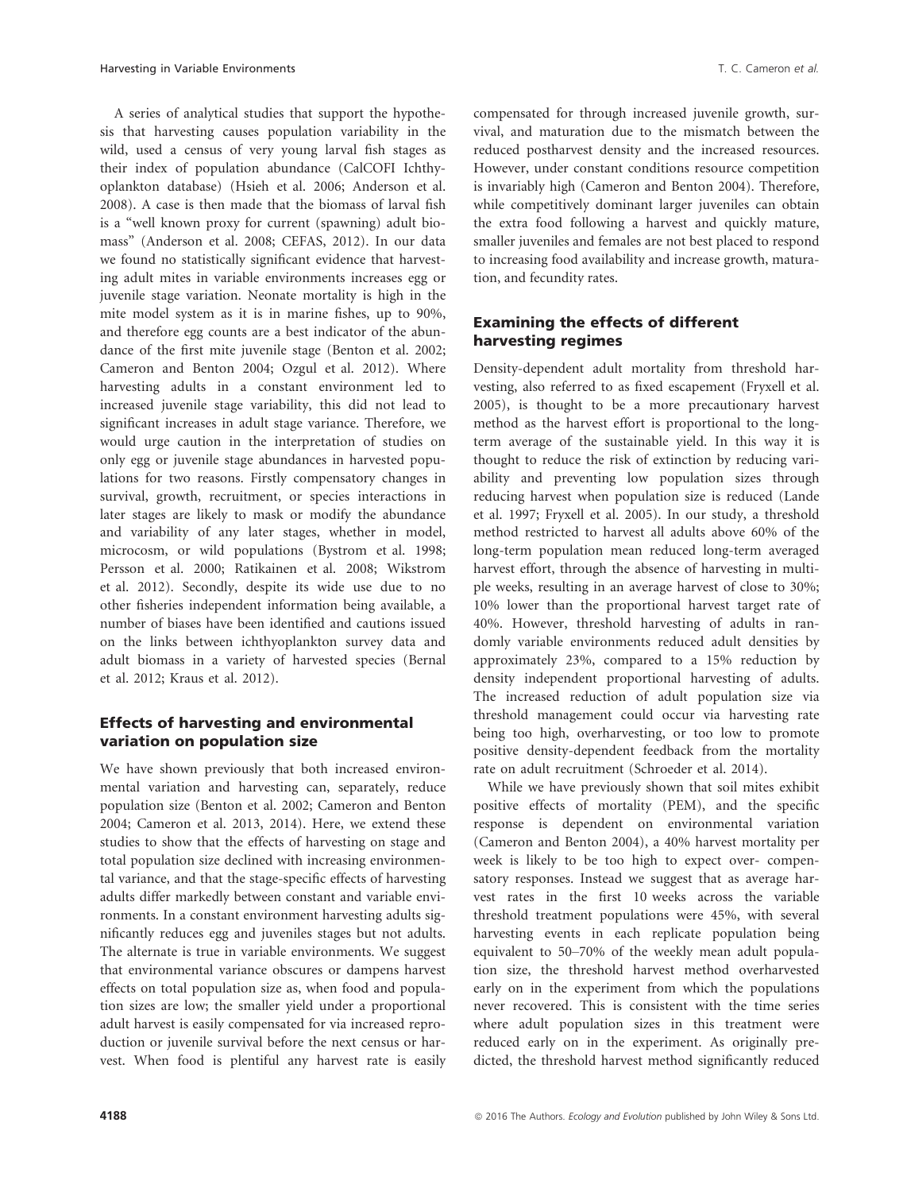A series of analytical studies that support the hypothesis that harvesting causes population variability in the wild, used a census of very young larval fish stages as their index of population abundance (CalCOFI Ichthyoplankton database) (Hsieh et al. 2006; Anderson et al. 2008). A case is then made that the biomass of larval fish is a "well known proxy for current (spawning) adult biomass" (Anderson et al. 2008; CEFAS, 2012). In our data we found no statistically significant evidence that harvesting adult mites in variable environments increases egg or juvenile stage variation. Neonate mortality is high in the mite model system as it is in marine fishes, up to 90%, and therefore egg counts are a best indicator of the abundance of the first mite juvenile stage (Benton et al. 2002; Cameron and Benton 2004; Ozgul et al. 2012). Where harvesting adults in a constant environment led to increased juvenile stage variability, this did not lead to significant increases in adult stage variance. Therefore, we would urge caution in the interpretation of studies on only egg or juvenile stage abundances in harvested populations for two reasons. Firstly compensatory changes in survival, growth, recruitment, or species interactions in later stages are likely to mask or modify the abundance and variability of any later stages, whether in model, microcosm, or wild populations (Bystrom et al. 1998; Persson et al. 2000; Ratikainen et al. 2008; Wikstrom et al. 2012). Secondly, despite its wide use due to no other fisheries independent information being available, a number of biases have been identified and cautions issued on the links between ichthyoplankton survey data and adult biomass in a variety of harvested species (Bernal et al. 2012; Kraus et al. 2012).

## Effects of harvesting and environmental variation on population size

We have shown previously that both increased environmental variation and harvesting can, separately, reduce population size (Benton et al. 2002; Cameron and Benton 2004; Cameron et al. 2013, 2014). Here, we extend these studies to show that the effects of harvesting on stage and total population size declined with increasing environmental variance, and that the stage-specific effects of harvesting adults differ markedly between constant and variable environments. In a constant environment harvesting adults significantly reduces egg and juveniles stages but not adults. The alternate is true in variable environments. We suggest that environmental variance obscures or dampens harvest effects on total population size as, when food and population sizes are low; the smaller yield under a proportional adult harvest is easily compensated for via increased reproduction or juvenile survival before the next census or harvest. When food is plentiful any harvest rate is easily compensated for through increased juvenile growth, survival, and maturation due to the mismatch between the reduced postharvest density and the increased resources. However, under constant conditions resource competition is invariably high (Cameron and Benton 2004). Therefore, while competitively dominant larger juveniles can obtain the extra food following a harvest and quickly mature, smaller juveniles and females are not best placed to respond to increasing food availability and increase growth, maturation, and fecundity rates.

## Examining the effects of different harvesting regimes

Density-dependent adult mortality from threshold harvesting, also referred to as fixed escapement (Fryxell et al. 2005), is thought to be a more precautionary harvest method as the harvest effort is proportional to the long-term average of the sustainable yield. In this way it is thought to reduce the risk of extinction by reducing variability and preventing low population sizes through reducing harvest when population size is reduced (Lande et al. 1997; Fryxell et al. 2005). In our study, a threshold method restricted to harvest all adults above 60% of the long-term population mean reduced long-term averaged harvest effort, through the absence of harvesting in multiple weeks, resulting in an average harvest of close to 30%; 10% lower than the proportional harvest target rate of 40%. However, threshold harvesting of adults in randomly variable environments reduced adult densities by approximately 23%, compared to a 15% reduction by density independent proportional harvesting of adults. The increased reduction of adult population size via threshold management could occur via harvesting rate being too high, overharvesting, or too low to promote positive density-dependent feedback from the mortality rate on adult recruitment (Schroeder et al. 2014).

While we have previously shown that soil mites exhibit positive effects of mortality (PEM), and the specific response is dependent on environmental variation (Cameron and Benton 2004), a 40% harvest mortality per week is likely to be too high to expect over- compensatory responses. Instead we suggest that as average harvest rates in the first 10 weeks across the variable threshold treatment populations were 45%, with several harvesting events in each replicate population being equivalent to 50–70% of the weekly mean adult population size, the threshold harvest method overharvested early on in the experiment from which the populations never recovered. This is consistent with the time series where adult population sizes in this treatment were reduced early on in the experiment. As originally predicted, the threshold harvest method significantly reduced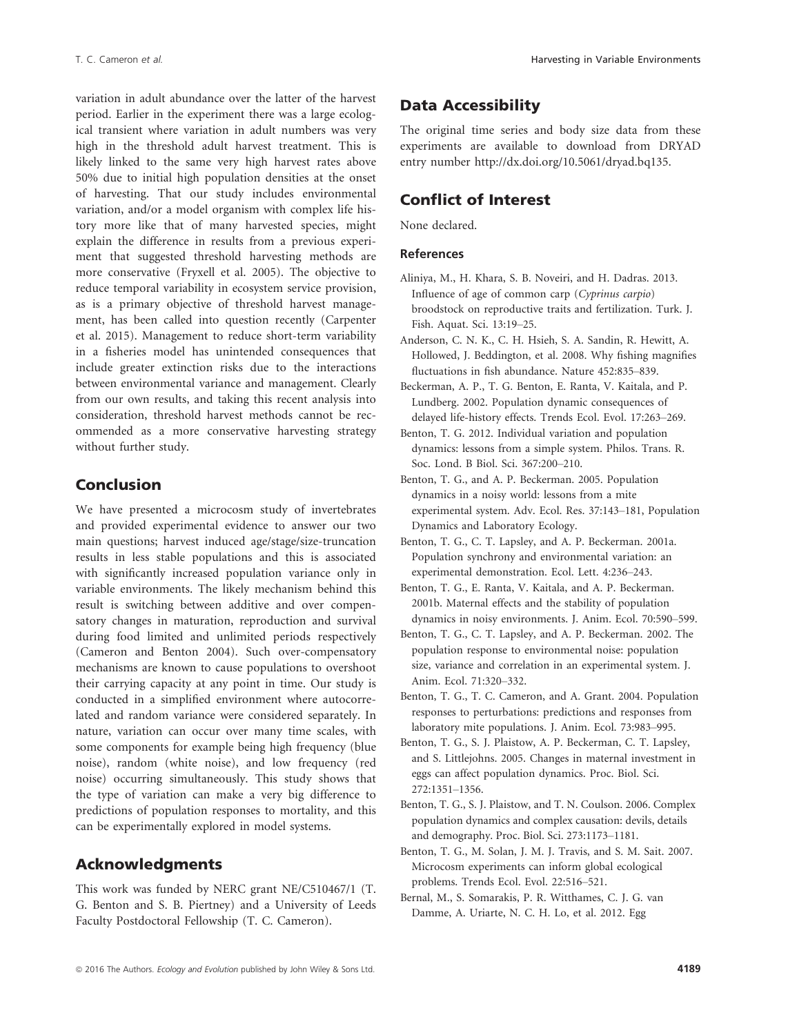variation in adult abundance over the latter of the harvest period. Earlier in the experiment there was a large ecological transient where variation in adult numbers was very high in the threshold adult harvest treatment. This is likely linked to the same very high harvest rates above 50% due to initial high population densities at the onset of harvesting. That our study includes environmental variation, and/or a model organism with complex life history more like that of many harvested species, might explain the difference in results from a previous experiment that suggested threshold harvesting methods are more conservative (Fryxell et al. 2005). The objective to reduce temporal variability in ecosystem service provision, as is a primary objective of threshold harvest management, has been called into question recently (Carpenter et al. 2015). Management to reduce short-term variability in a fisheries model has unintended consequences that include greater extinction risks due to the interactions between environmental variance and management. Clearly from our own results, and taking this recent analysis into consideration, threshold harvest methods cannot be recommended as a more conservative harvesting strategy without further study.

## Conclusion

We have presented a microcosm study of invertebrates and provided experimental evidence to answer our two main questions; harvest induced age/stage/size-truncation results in less stable populations and this is associated with significantly increased population variance only in variable environments. The likely mechanism behind this result is switching between additive and over compensatory changes in maturation, reproduction and survival during food limited and unlimited periods respectively (Cameron and Benton 2004). Such over-compensatory mechanisms are known to cause populations to overshoot their carrying capacity at any point in time. Our study is conducted in a simplified environment where autocorrelated and random variance were considered separately. In nature, variation can occur over many time scales, with some components for example being high frequency (blue noise), random (white noise), and low frequency (red noise) occurring simultaneously. This study shows that the type of variation can make a very big difference to predictions of population responses to mortality, and this can be experimentally explored in model systems.

## Acknowledgments

This work was funded by NERC grant NE/C510467/1 (T. G. Benton and S. B. Piertney) and a University of Leeds Faculty Postdoctoral Fellowship (T. C. Cameron).

## Data Accessibility

The original time series and body size data from these experiments are available to download from DRYAD entry number http://dx.doi.org/10.5061/dryad.bq135.

## Conflict of Interest

None declared.

### References

Aliniya, M., H. Khara, S. B. Noveiri, and H. Dadras. 2013. Influence of age of common carp (*Cyprinus carpio*) broodstock on reproductive traits and fertilization. Turk. J. Fish. Aquat. Sci. 13:19–25.

Anderson, C. N. K., C. H. Hsieh, S. A. Sandin, R. Hewitt, A. Hollowed, J. Beddington, et al. 2008. Why fishing magnifies fluctuations in fish abundance. Nature 452:835–839.

Beckerman, A. P., T. G. Benton, E. Ranta, V. Kaitala, and P. Lundberg. 2002. Population dynamic consequences of delayed life-history effects. Trends Ecol. Evol. 17:263–269.

Benton, T. G. 2012. Individual variation and population dynamics: lessons from a simple system. Philos. Trans. R. Soc. Lond. B Biol. Sci. 367:200–210.

Benton, T. G., and A. P. Beckerman. 2005. Population dynamics in a noisy world: lessons from a mite experimental system. Adv. Ecol. Res. 37:143–181, Population Dynamics and Laboratory Ecology.

Benton, T. G., C. T. Lapsley, and A. P. Beckerman. 2001a. Population synchrony and environmental variation: an experimental demonstration. Ecol. Lett. 4:236–243.

Benton, T. G., E. Ranta, V. Kaitala, and A. P. Beckerman. 2001b. Maternal effects and the stability of population dynamics in noisy environments. J. Anim. Ecol. 70:590–599.

Benton, T. G., C. T. Lapsley, and A. P. Beckerman. 2002. The population response to environmental noise: population size, variance and correlation in an experimental system. J. Anim. Ecol. 71:320–332.

Benton, T. G., T. C. Cameron, and A. Grant. 2004. Population responses to perturbations: predictions and responses from laboratory mite populations. J. Anim. Ecol. 73:983–995.

Benton, T. G., S. J. Plaistow, A. P. Beckerman, C. T. Lapsley, and S. Littlejohns. 2005. Changes in maternal investment in eggs can affect population dynamics. Proc. Biol. Sci. 272:1351–1356.

Benton, T. G., S. J. Plaistow, and T. N. Coulson. 2006. Complex population dynamics and complex causation: devils, details and demography. Proc. Biol. Sci. 273:1173–1181.

Benton, T. G., M. Solan, J. M. J. Travis, and S. M. Sait. 2007. Microcosm experiments can inform global ecological problems. Trends Ecol. Evol. 22:516–521.

Bernal, M., S. Somarakis, P. R. Witthames, C. J. G. van Damme, A. Uriarte, N. C. H. Lo, et al. 2012. Egg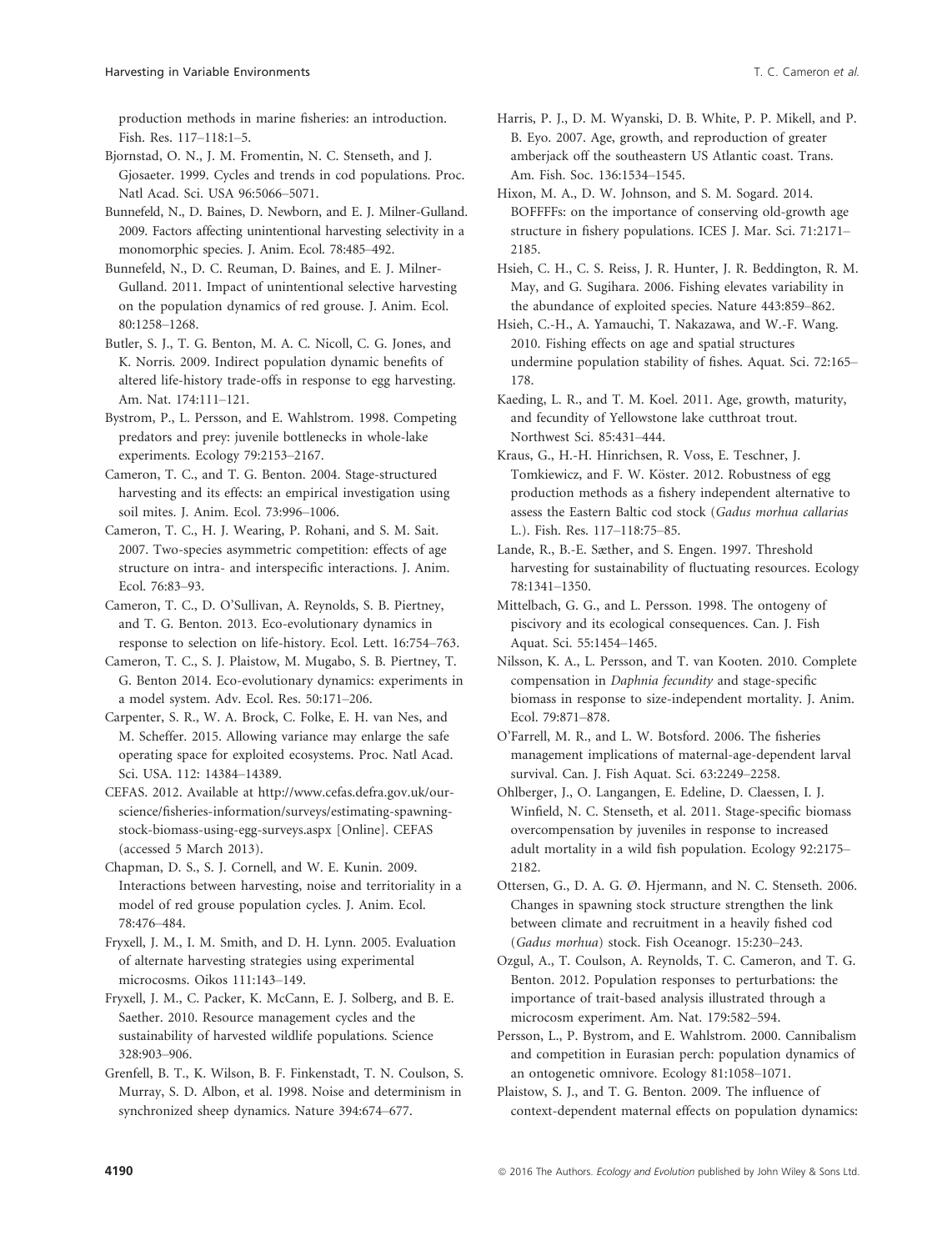production methods in marine fisheries: an introduction. Fish. Res. 117–118:1–5.

Bjornstad, O. N., J. M. Fromentin, N. C. Stenseth, and J. Gjosaeter. 1999. Cycles and trends in cod populations. Proc. Natl Acad. Sci. USA 96:5066–5071.

Bunnefeld, N., D. Baines, D. Newborn, and E. J. Milner-Gulland. 2009. Factors affecting unintentional harvesting selectivity in a monomorphic species. J. Anim. Ecol. 78:485–492.

Bunnefeld, N., D. C. Reuman, D. Baines, and E. J. Milner-Gulland. 2011. Impact of unintentional selective harvesting on the population dynamics of red grouse. J. Anim. Ecol. 80:1258–1268.

Butler, S. J., T. G. Benton, M. A. C. Nicoll, C. G. Jones, and K. Norris. 2009. Indirect population dynamic benefits of altered life-history trade-offs in response to egg harvesting. Am. Nat. 174:111–121.

Bystrom, P., L. Persson, and E. Wahlstrom. 1998. Competing predators and prey: juvenile bottlenecks in whole-lake experiments. Ecology 79:2153–2167.

Cameron, T. C., and T. G. Benton. 2004. Stage-structured harvesting and its effects: an empirical investigation using soil mites. J. Anim. Ecol. 73:996–1006.

Cameron, T. C., H. J. Wearing, P. Rohani, and S. M. Sait. 2007. Two-species asymmetric competition: effects of age structure on intra- and interspecific interactions. J. Anim. Ecol. 76:83–93.

Cameron, T. C., D. O'Sullivan, A. Reynolds, S. B. Piertney, and T. G. Benton. 2013. Eco-evolutionary dynamics in response to selection on life-history. Ecol. Lett. 16:754–763.

Cameron, T. C., S. J. Plaistow, M. Mugabo, S. B. Piertney, T. G. Benton 2014. Eco-evolutionary dynamics: experiments in a model system. Adv. Ecol. Res. 50:171–206.

Carpenter, S. R., W. A. Brock, C. Folke, E. H. van Nes, and M. Scheffer. 2015. Allowing variance may enlarge the safe operating space for exploited ecosystems. Proc. Natl Acad. Sci. USA. 112: 14384–14389.

CEFAS. 2012. Available at http://www.cefas.defra.gov.uk/our-science/fisheries-information/surveys/estimating-spawning-stock-biomass-using-egg-surveys.aspx [Online]. CEFAS (accessed 5 March 2013).

Chapman, D. S., S. J. Cornell, and W. E. Kunin. 2009. Interactions between harvesting, noise and territoriality in a model of red grouse population cycles. J. Anim. Ecol. 78:476–484.

Fryxell, J. M., I. M. Smith, and D. H. Lynn. 2005. Evaluation of alternate harvesting strategies using experimental microcosms. Oikos 111:143–149.

Fryxell, J. M., C. Packer, K. McCann, E. J. Solberg, and B. E. Saether. 2010. Resource management cycles and the sustainability of harvested wildlife populations. Science 328:903–906.

Grenfell, B. T., K. Wilson, B. F. Finkenstadt, T. N. Coulson, S. Murray, S. D. Albon, et al. 1998. Noise and determinism in synchronized sheep dynamics. Nature 394:674–677.

Harris, P. J., D. M. Wyanski, D. B. White, P. P. Mikell, and P. B. Eyo. 2007. Age, growth, and reproduction of greater amberjack off the southeastern US Atlantic coast. Trans. Am. Fish. Soc. 136:1534–1545.

Hixon, M. A., D. W. Johnson, and S. M. Sogard. 2014. BOFFFFs: on the importance of conserving old-growth age structure in fishery populations. ICES J. Mar. Sci. 71:2171–2185.

Hsieh, C. H., C. S. Reiss, J. R. Hunter, J. R. Beddington, R. M. May, and G. Sugihara. 2006. Fishing elevates variability in the abundance of exploited species. Nature 443:859–862.

Hsieh, C.-H., A. Yamauchi, T. Nakazawa, and W.-F. Wang. 2010. Fishing effects on age and spatial structures undermine population stability of fishes. Aquat. Sci. 72:165–178.

Kaeding, L. R., and T. M. Koel. 2011. Age, growth, maturity, and fecundity of Yellowstone lake cutthroat trout. Northwest Sci. 85:431–444.

Kraus, G., H.-H. Hinrichsen, R. Voss, E. Teschner, J. Tomkiewicz, and F. W. Köster. 2012. Robustness of egg production methods as a fishery independent alternative to assess the Eastern Baltic cod stock (*Gadus morhua callarias* L.). Fish. Res. 117–118:75–85.

Lande, R., B.-E. Sæther, and S. Engen. 1997. Threshold harvesting for sustainability of fluctuating resources. Ecology 78:1341–1350.

Mittelbach, G. G., and L. Persson. 1998. The ontogeny of piscivory and its ecological consequences. Can. J. Fish Aquat. Sci. 55:1454–1465.

Nilsson, K. A., L. Persson, and T. van Kooten. 2010. Complete compensation in *Daphnia fecundity* and stage-specific biomass in response to size-independent mortality. J. Anim. Ecol. 79:871–878.

O'Farrell, M. R., and L. W. Botsford. 2006. The fisheries management implications of maternal-age-dependent larval survival. Can. J. Fish Aquat. Sci. 63:2249–2258.

Ohlberger, J., O. Langangen, E. Edeline, D. Claessen, I. J. Winfield, N. C. Stenseth, et al. 2011. Stage-specific biomass overcompensation by juveniles in response to increased adult mortality in a wild fish population. Ecology 92:2175–2182.

Ottersen, G., D. A. G. Ø. Hjermann, and N. C. Stenseth. 2006. Changes in spawning stock structure strengthen the link between climate and recruitment in a heavily fished cod (*Gadus morhua*) stock. Fish Oceanogr. 15:230–243.

Ozgul, A., T. Coulson, A. Reynolds, T. C. Cameron, and T. G. Benton. 2012. Population responses to perturbations: the importance of trait-based analysis illustrated through a microcosm experiment. Am. Nat. 179:582–594.

Persson, L., P. Bystrom, and E. Wahlstrom. 2000. Cannibalism and competition in Eurasian perch: population dynamics of an ontogenetic omnivore. Ecology 81:1058–1071.

Plaistow, S. J., and T. G. Benton. 2009. The influence of context-dependent maternal effects on population dynamics: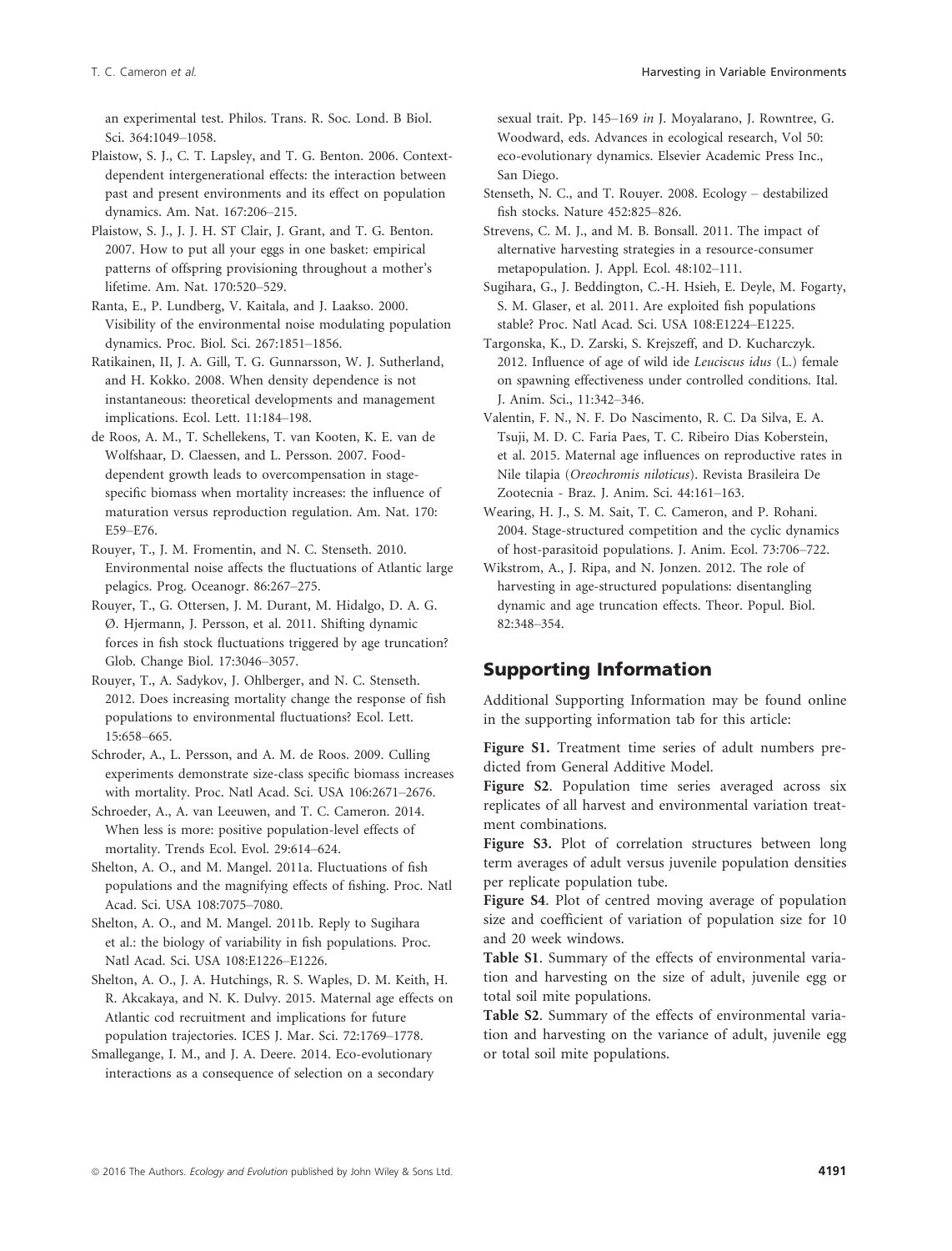an experimental test. Philos. Trans. R. Soc. Lond. B Biol. Sci. 364:1049–1058.

Plaistow, S. J., C. T. Lapsley, and T. G. Benton. 2006. Context-dependent intergenerational effects: the interaction between past and present environments and its effect on population dynamics. Am. Nat. 167:206–215.

Plaistow, S. J., J. J. H. ST Clair, J. Grant, and T. G. Benton. 2007. How to put all your eggs in one basket: empirical patterns of offspring provisioning throughout a mother's lifetime. Am. Nat. 170:520–529.

Ranta, E., P. Lundberg, V. Kaitala, and J. Laakso. 2000. Visibility of the environmental noise modulating population dynamics. Proc. Biol. Sci. 267:1851–1856.

Ratikainen, II, J. A. Gill, T. G. Gunnarsson, W. J. Sutherland, and H. Kokko. 2008. When density dependence is not instantaneous: theoretical developments and management implications. Ecol. Lett. 11:184–198.

de Roos, A. M., T. Schellekens, T. van Kooten, K. E. van de Wolfshaar, D. Claessen, and L. Persson. 2007. Food-dependent growth leads to overcompensation in stage-specific biomass when mortality increases: the influence of maturation versus reproduction regulation. Am. Nat. 170: E59–E76.

Rouyer, T., J. M. Fromentin, and N. C. Stenseth. 2010. Environmental noise affects the fluctuations of Atlantic large pelagics. Prog. Oceanogr. 86:267–275.

Rouyer, T., G. Ottersen, J. M. Durant, M. Hidalgo, D. A. G. Ø. Hjermann, J. Persson, et al. 2011. Shifting dynamic forces in fish stock fluctuations triggered by age truncation? Glob. Change Biol. 17:3046–3057.

Rouyer, T., A. Sadykov, J. Ohlberger, and N. C. Stenseth. 2012. Does increasing mortality change the response of fish populations to environmental fluctuations? Ecol. Lett. 15:658–665.

Schroder, A., L. Persson, and A. M. de Roos. 2009. Culling experiments demonstrate size-class specific biomass increases with mortality. Proc. Natl Acad. Sci. USA 106:2671–2676.

Schroeder, A., A. van Leeuwen, and T. C. Cameron. 2014. When less is more: positive population-level effects of mortality. Trends Ecol. Evol. 29:614–624.

Shelton, A. O., and M. Mangel. 2011a. Fluctuations of fish populations and the magnifying effects of fishing. Proc. Natl Acad. Sci. USA 108:7075–7080.

Shelton, A. O., and M. Mangel. 2011b. Reply to Sugihara et al.: the biology of variability in fish populations. Proc. Natl Acad. Sci. USA 108:E1226–E1226.

Shelton, A. O., J. A. Hutchings, R. S. Waples, D. M. Keith, H. R. Akcakaya, and N. K. Dulvy. 2015. Maternal age effects on Atlantic cod recruitment and implications for future population trajectories. ICES J. Mar. Sci. 72:1769–1778.

Smallegange, I. M., and J. A. Deere. 2014. Eco-evolutionary interactions as a consequence of selection on a secondary sexual trait. Pp. 145–169 *in* J. Moyalarano, J. Rowntree, G. Woodward, eds. Advances in ecological research, Vol 50: eco-evolutionary dynamics. Elsevier Academic Press Inc., San Diego.

Stenseth, N. C., and T. Rouyer. 2008. Ecology – destabilized fish stocks. Nature 452:825–826.

Strevens, C. M. J., and M. B. Bonsall. 2011. The impact of alternative harvesting strategies in a resource-consumer metapopulation. J. Appl. Ecol. 48:102–111.

Sugihara, G., J. Beddington, C.-H. Hsieh, E. Deyle, M. Fogarty, S. M. Glaser, et al. 2011. Are exploited fish populations stable? Proc. Natl Acad. Sci. USA 108:E1224–E1225.

Targonska, K., D. Zarski, S. Krejszeff, and D. Kucharczyk. 2012. Influence of age of wild ide *Leuciscus idus* (L.) female on spawning effectiveness under controlled conditions. Ital. J. Anim. Sci., 11:342–346.

Valentin, F. N., N. F. Do Nascimento, R. C. Da Silva, E. A. Tsuji, M. D. C. Faria Paes, T. C. Ribeiro Dias Koberstein, et al. 2015. Maternal age influences on reproductive rates in Nile tilapia (*Oreochromis niloticus*). Revista Brasileira De Zootecnia - Braz. J. Anim. Sci. 44:161–163.

Wearing, H. J., S. M. Sait, T. C. Cameron, and P. Rohani. 2004. Stage-structured competition and the cyclic dynamics of host-parasitoid populations. J. Anim. Ecol. 73:706–722.

Wikstrom, A., J. Ripa, and N. Jonzen. 2012. The role of harvesting in age-structured populations: disentangling dynamic and age truncation effects. Theor. Popul. Biol. 82:348–354.

## Supporting Information

Additional Supporting Information may be found online in the supporting information tab for this article:

**Figure S1.** Treatment time series of adult numbers predicted from General Additive Model.

**Figure S2**. Population time series averaged across six replicates of all harvest and environmental variation treatment combinations.

**Figure S3.** Plot of correlation structures between long term averages of adult versus juvenile population densities per replicate population tube.

**Figure S4**. Plot of centred moving average of population size and coefficient of variation of population size for 10 and 20 week windows.

**Table S1.** Summary of the effects of environmental variation and harvesting on the size of adult, juvenile egg or total soil mite populations.

**Table S2**. Summary of the effects of environmental variation and harvesting on the variance of adult, juvenile egg or total soil mite populations.